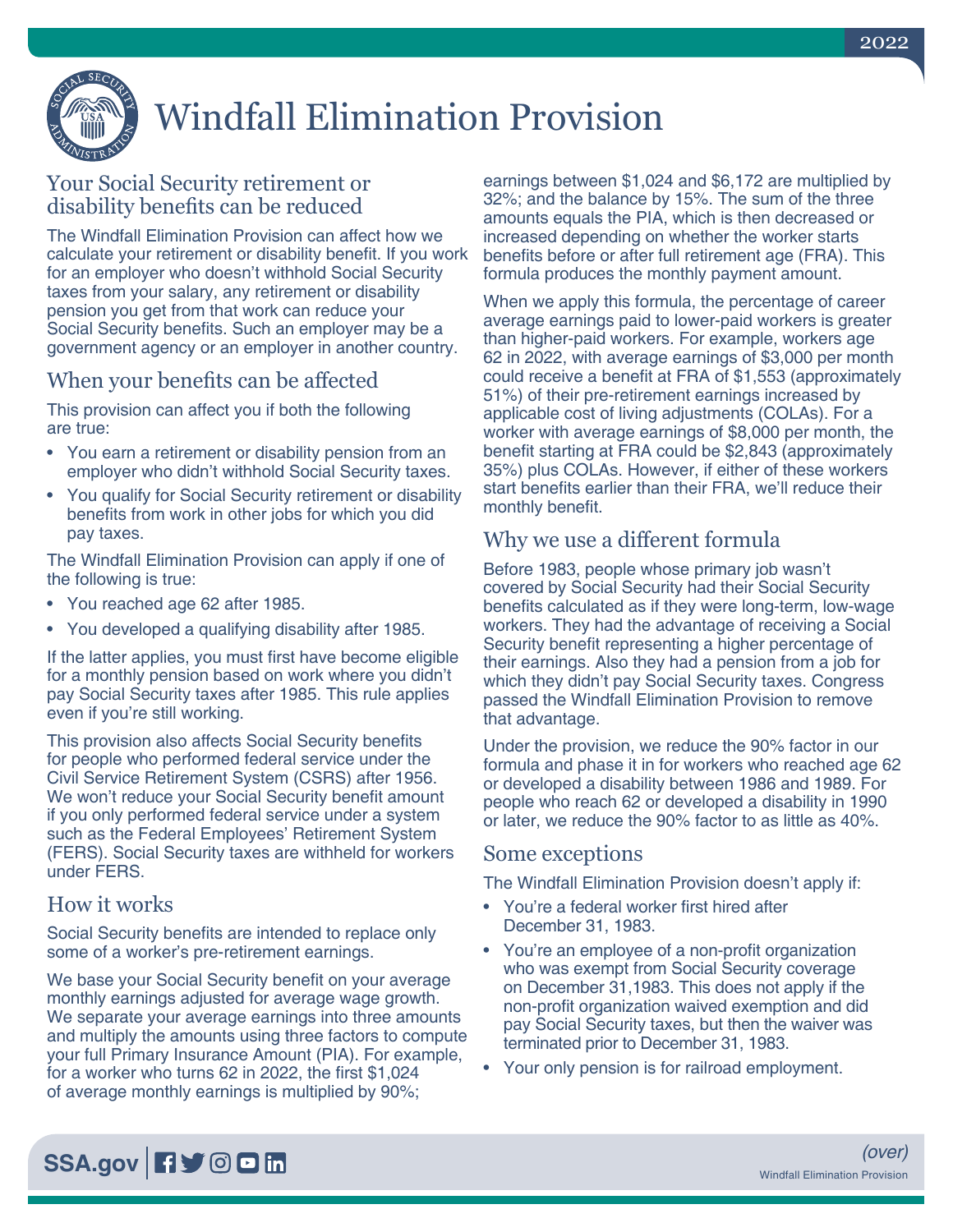# Windfall Elimination Provision

## Your Social Security retirement or disability benefits can be reduced

The Windfall Elimination Provision can affect how we calculate your retirement or disability benefit. If you work for an employer who doesn't withhold Social Security taxes from your salary, any retirement or disability pension you get from that work can reduce your Social Security benefits. Such an employer may be a government agency or an employer in another country.

## When your benefits can be affected

This provision can affect you if both the following are true:

- You earn a retirement or disability pension from an employer who didn't withhold Social Security taxes.
- You qualify for Social Security retirement or disability benefits from work in other jobs for which you did pay taxes.

The Windfall Elimination Provision can apply if one of the following is true:

- You reached age 62 after 1985.
- You developed a qualifying disability after 1985.

If the latter applies, you must first have become eligible for a monthly pension based on work where you didn't pay Social Security taxes after 1985. This rule applies even if you're still working.

This provision also affects Social Security benefits for people who performed federal service under the Civil Service Retirement System (CSRS) after 1956. We won't reduce your Social Security benefit amount if you only performed federal service under a system such as the Federal Employees' Retirement System (FERS). Social Security taxes are withheld for workers under FERS.

## How it works

Social Security benefits are intended to replace only some of a worker's pre-retirement earnings.

We base your Social Security benefit on your average monthly earnings adjusted for average wage growth. We separate your average earnings into three amounts and multiply the amounts using three factors to compute your full Primary Insurance Amount (PIA). For example, for a worker who turns 62 in 2022, the first $1,024 of average monthly earnings is multiplied by 90%; earnings between $1,024 and $6,172 are multiplied by 32%; and the balance by 15%. The sum of the three amounts equals the PIA, which is then decreased or increased depending on whether the worker starts benefits before or after full retirement age (FRA). This formula produces the monthly payment amount.

When we apply this formula, the percentage of career average earnings paid to lower-paid workers is greater than higher-paid workers. For example, workers age 62 in 2022, with average earnings of $3,000 per month could receive a benefit at FRA of $1,553 (approximately 51%) of their pre-retirement earnings increased by applicable cost of living adjustments (COLAs). For a worker with average earnings of $8,000 per month, the benefit starting at FRA could be $2,843 (approximately 35%) plus COLAs. However, if either of these workers start benefits earlier than their FRA, we'll reduce their monthly benefit.

## Why we use a different formula

Before 1983, people whose primary job wasn't covered by Social Security had their Social Security benefits calculated as if they were long-term, low-wage workers. They had the advantage of receiving a Social Security benefit representing a higher percentage of their earnings. Also they had a pension from a job for which they didn't pay Social Security taxes. Congress passed the Windfall Elimination Provision to remove that advantage.

Under the provision, we reduce the 90% factor in our formula and phase it in for workers who reached age 62 or developed a disability between 1986 and 1989. For people who reach 62 or developed a disability in 1990 or later, we reduce the 90% factor to as little as 40%.

## Some exceptions

The Windfall Elimination Provision doesn't apply if:

- You're a federal worker first hired after December 31, 1983.
- You're an employee of a non-profit organization who was exempt from Social Security coverage on December 31,1983. This does not apply if the non-profit organization waived exemption and did pay Social Security taxes, but then the waiver was terminated prior to December 31, 1983.
- Your only pension is for railroad employment.

*(over)*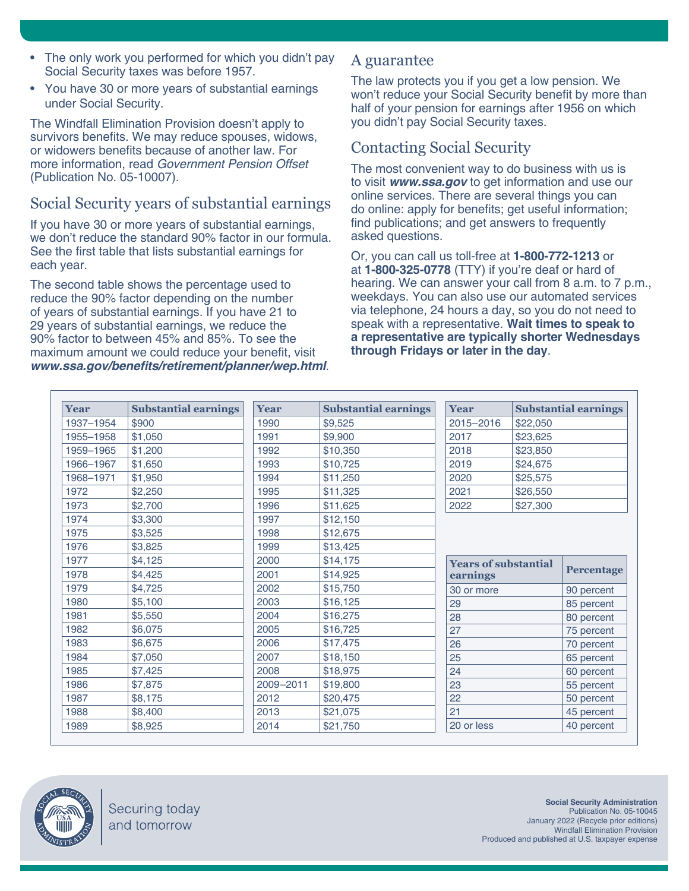- The only work you performed for which you didn't pay Social Security taxes was before 1957.
- You have 30 or more years of substantial earnings under Social Security.

The Windfall Elimination Provision doesn't apply to survivors benefits. We may reduce spouses, widows, or widowers benefits because of another law. For more information, read *Government Pension Offset* (Publication No. 05-10007).

## Social Security years of substantial earnings

If you have 30 or more years of substantial earnings, we don't reduce the standard 90% factor in our formula. See the first table that lists substantial earnings for each year.

The second table shows the percentage used to reduce the 90% factor depending on the number of years of substantial earnings. If you have 21 to 29 years of substantial earnings, we reduce the 90% factor to between 45% and 85%. To see the maximum amount we could reduce your benefit, visit ***www.ssa.gov/benefits/retirement/planner/wep.html***.

## A guarantee

The law protects you if you get a low pension. We won't reduce your Social Security benefit by more than half of your pension for earnings after 1956 on which you didn't pay Social Security taxes.

## Contacting Social Security

The most convenient way to do business with us is to visit ***www.ssa.gov*** to get information and use our online services. There are several things you can do online: apply for benefits; get useful information; find publications; and get answers to frequently asked questions.

Or, you can call us toll-free at **1-800-772-1213** or at **1-800-325-0778** (TTY) if you're deaf or hard of hearing. We can answer your call from 8 a.m. to 7 p.m., weekdays. You can also use our automated services via telephone, 24 hours a day, so you do not need to speak with a representative. **Wait times to speak to a representative are typically shorter Wednesdays through Fridays or later in the day**.

| Year | Substantial earnings |
|---|---|
| 1937–1954 | $900 |
| 1955–1958 | $1,050 |
| 1959–1965 | $1,200 |
| 1966–1967 | $1,650 |
| 1968–1971 | $1,950 |
| 1972 | $2,250 |
| 1973 | $2,700 |
| 1974 | $3,300 |
| 1975 | $3,525 |
| 1976 | $3,825 |
| 1977 | $4,125 |
| 1978 | $4,425 |
| 1979 | $4,725 |
| 1980 | $5,100 |
| 1981 | $5,550 |
| 1982 | $6,075 |
| 1983 | $6,675 |
| 1984 | $7,050 |
| 1985 | $7,425 |
| 1986 | $7,875 |
| 1987 | $8,175 |
| 1988 | $8,400 |
| 1989 | $8,925 |
| 1990 | $9,525 |
| 1991 | $9,900 |
| 1992 | $10,350 |
| 1993 | $10,725 |
| 1994 | $11,250 |
| 1995 | $11,325 |
| 1996 | $11,625 |
| 1997 | $12,150 |
| 1998 | $12,675 |
| 1999 | $13,425 |
| 2000 | $14,175 |
| 2001 | $14,925 |
| 2002 | $15,750 |
| 2003 | $16,125 |
| 2004 | $16,275 |
| 2005 | $16,725 |
| 2006 | $17,475 |
| 2007 | $18,150 |
| 2008 | $18,975 |
| 2009–2011 | $19,800 |
| 2012 | $20,475 |
| 2013 | $21,075 |
| 2014 | $21,750 |
| 2015–2016 | $22,050 |
| 2017 | $23,625 |
| 2018 | $23,850 |
| 2019 | $24,675 |
| 2020 | $25,575 |
| 2021 | $26,550 |
| 2022 | $27,300 |

| Years of substantial earnings | Percentage |
|---|---|
| 30 or more | 90 percent |
| 29 | 85 percent |
| 28 | 80 percent |
| 27 | 75 percent |
| 26 | 70 percent |
| 25 | 65 percent |
| 24 | 60 percent |
| 23 | 55 percent |
| 22 | 50 percent |
| 21 | 45 percent |
| 20 or less | 40 percent |

Securing today and tomorrow

**Social Security Administration**
Publication No. 05-10045
January 2022 (Recycle prior editions)
Windfall Elimination Provision
Produced and published at U.S. taxpayer expense